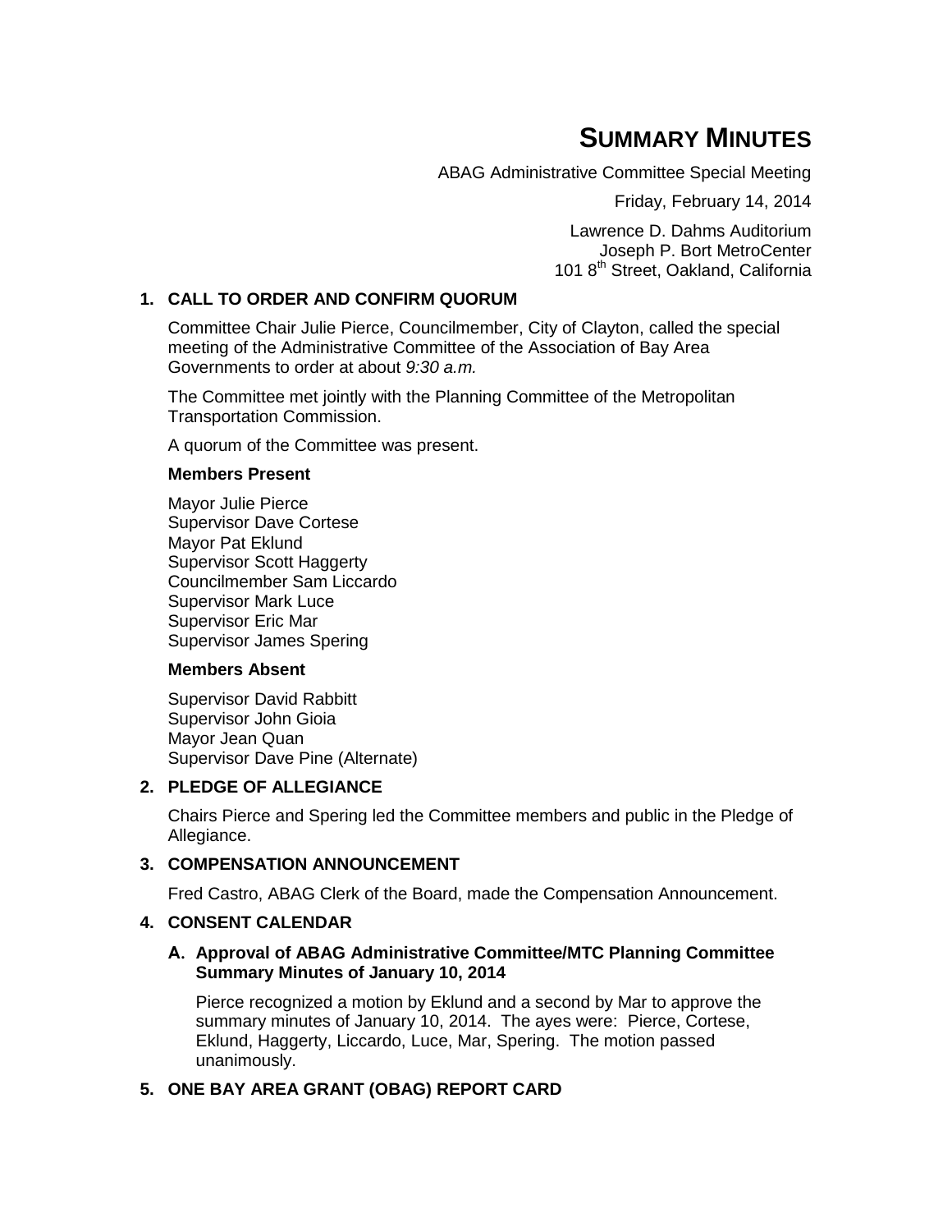# Summary Minutes

ABAG Administrative Committee Special Meeting

Friday, February 14, 2014

Lawrence D. Dahms Auditorium
Joseph P. Bort MetroCenter
101 8th Street, Oakland, California

## 1. CALL TO ORDER AND CONFIRM QUORUM

Committee Chair Julie Pierce, Councilmember, City of Clayton, called the special meeting of the Administrative Committee of the Association of Bay Area Governments to order at about *9:30 a.m.*

The Committee met jointly with the Planning Committee of the Metropolitan Transportation Commission.

A quorum of the Committee was present.

**Members Present**

Mayor Julie Pierce
Supervisor Dave Cortese
Mayor Pat Eklund
Supervisor Scott Haggerty
Councilmember Sam Liccardo
Supervisor Mark Luce
Supervisor Eric Mar
Supervisor James Spering

**Members Absent**

Supervisor David Rabbitt
Supervisor John Gioia
Mayor Jean Quan
Supervisor Dave Pine (Alternate)

## 2. PLEDGE OF ALLEGIANCE

Chairs Pierce and Spering led the Committee members and public in the Pledge of Allegiance.

## 3. COMPENSATION ANNOUNCEMENT

Fred Castro, ABAG Clerk of the Board, made the Compensation Announcement.

## 4. CONSENT CALENDAR

### A. Approval of ABAG Administrative Committee/MTC Planning Committee Summary Minutes of January 10, 2014

Pierce recognized a motion by Eklund and a second by Mar to approve the summary minutes of January 10, 2014. The ayes were: Pierce, Cortese, Eklund, Haggerty, Liccardo, Luce, Mar, Spering. The motion passed unanimously.

## 5. ONE BAY AREA GRANT (OBAG) REPORT CARD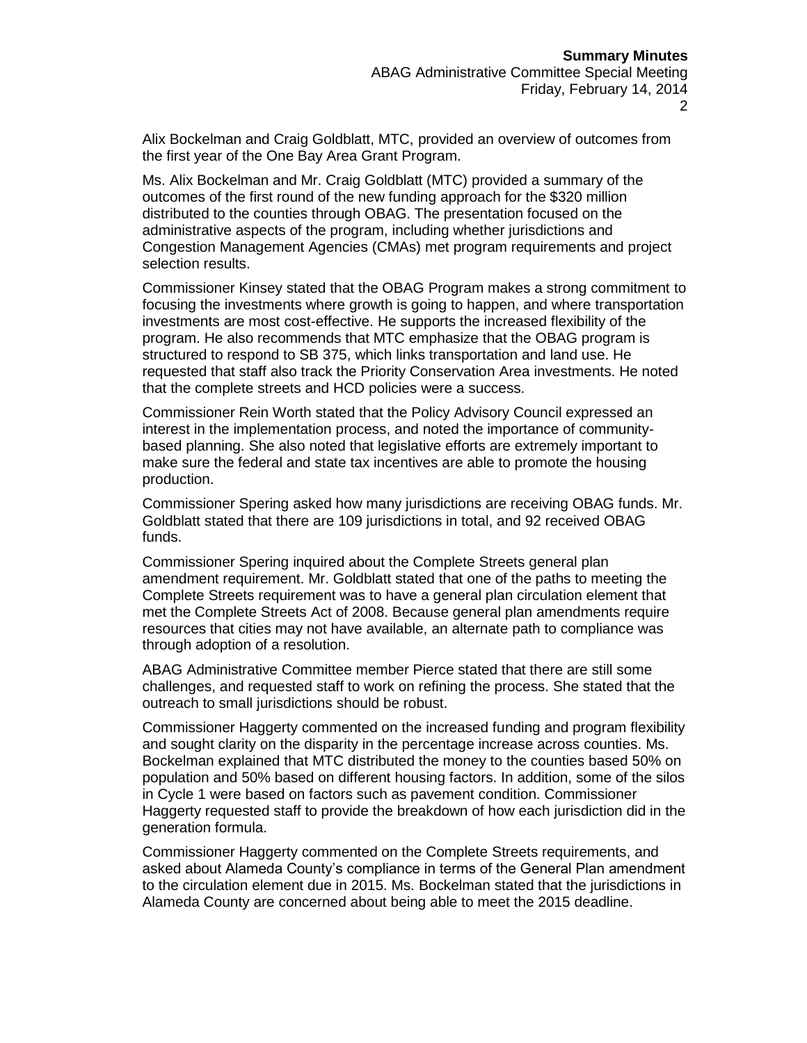Alix Bockelman and Craig Goldblatt, MTC, provided an overview of outcomes from the first year of the One Bay Area Grant Program.

Ms. Alix Bockelman and Mr. Craig Goldblatt (MTC) provided a summary of the outcomes of the first round of the new funding approach for the $320 million distributed to the counties through OBAG. The presentation focused on the administrative aspects of the program, including whether jurisdictions and Congestion Management Agencies (CMAs) met program requirements and project selection results.

Commissioner Kinsey stated that the OBAG Program makes a strong commitment to focusing the investments where growth is going to happen, and where transportation investments are most cost-effective. He supports the increased flexibility of the program. He also recommends that MTC emphasize that the OBAG program is structured to respond to SB 375, which links transportation and land use. He requested that staff also track the Priority Conservation Area investments. He noted that the complete streets and HCD policies were a success.

Commissioner Rein Worth stated that the Policy Advisory Council expressed an interest in the implementation process, and noted the importance of community-based planning. She also noted that legislative efforts are extremely important to make sure the federal and state tax incentives are able to promote the housing production.

Commissioner Spering asked how many jurisdictions are receiving OBAG funds. Mr. Goldblatt stated that there are 109 jurisdictions in total, and 92 received OBAG funds.

Commissioner Spering inquired about the Complete Streets general plan amendment requirement. Mr. Goldblatt stated that one of the paths to meeting the Complete Streets requirement was to have a general plan circulation element that met the Complete Streets Act of 2008. Because general plan amendments require resources that cities may not have available, an alternate path to compliance was through adoption of a resolution.

ABAG Administrative Committee member Pierce stated that there are still some challenges, and requested staff to work on refining the process. She stated that the outreach to small jurisdictions should be robust.

Commissioner Haggerty commented on the increased funding and program flexibility and sought clarity on the disparity in the percentage increase across counties. Ms. Bockelman explained that MTC distributed the money to the counties based 50% on population and 50% based on different housing factors. In addition, some of the silos in Cycle 1 were based on factors such as pavement condition. Commissioner Haggerty requested staff to provide the breakdown of how each jurisdiction did in the generation formula.

Commissioner Haggerty commented on the Complete Streets requirements, and asked about Alameda County's compliance in terms of the General Plan amendment to the circulation element due in 2015. Ms. Bockelman stated that the jurisdictions in Alameda County are concerned about being able to meet the 2015 deadline.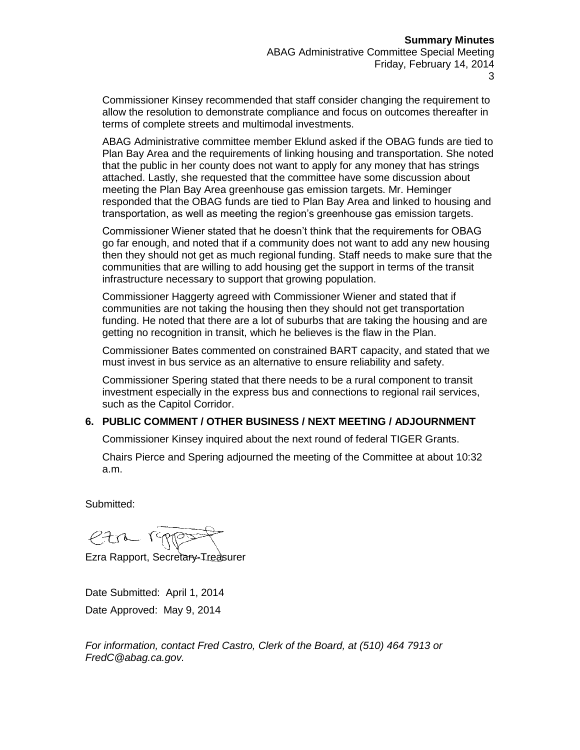Commissioner Kinsey recommended that staff consider changing the requirement to allow the resolution to demonstrate compliance and focus on outcomes thereafter in terms of complete streets and multimodal investments.

ABAG Administrative committee member Eklund asked if the OBAG funds are tied to Plan Bay Area and the requirements of linking housing and transportation. She noted that the public in her county does not want to apply for any money that has strings attached. Lastly, she requested that the committee have some discussion about meeting the Plan Bay Area greenhouse gas emission targets. Mr. Heminger responded that the OBAG funds are tied to Plan Bay Area and linked to housing and transportation, as well as meeting the region's greenhouse gas emission targets.

Commissioner Wiener stated that he doesn't think that the requirements for OBAG go far enough, and noted that if a community does not want to add any new housing then they should not get as much regional funding. Staff needs to make sure that the communities that are willing to add housing get the support in terms of the transit infrastructure necessary to support that growing population.

Commissioner Haggerty agreed with Commissioner Wiener and stated that if communities are not taking the housing then they should not get transportation funding. He noted that there are a lot of suburbs that are taking the housing and are getting no recognition in transit, which he believes is the flaw in the Plan.

Commissioner Bates commented on constrained BART capacity, and stated that we must invest in bus service as an alternative to ensure reliability and safety.

Commissioner Spering stated that there needs to be a rural component to transit investment especially in the express bus and connections to regional rail services, such as the Capitol Corridor.

**6. PUBLIC COMMENT / OTHER BUSINESS / NEXT MEETING / ADJOURNMENT**

Commissioner Kinsey inquired about the next round of federal TIGER Grants.

Chairs Pierce and Spering adjourned the meeting of the Committee at about 10:32 a.m.

Submitted:

Ezra Rapport, Secretary-Treasurer

Date Submitted: April 1, 2014

Date Approved: May 9, 2014

*For information, contact Fred Castro, Clerk of the Board, at (510) 464 7913 or FredC@abag.ca.gov.*